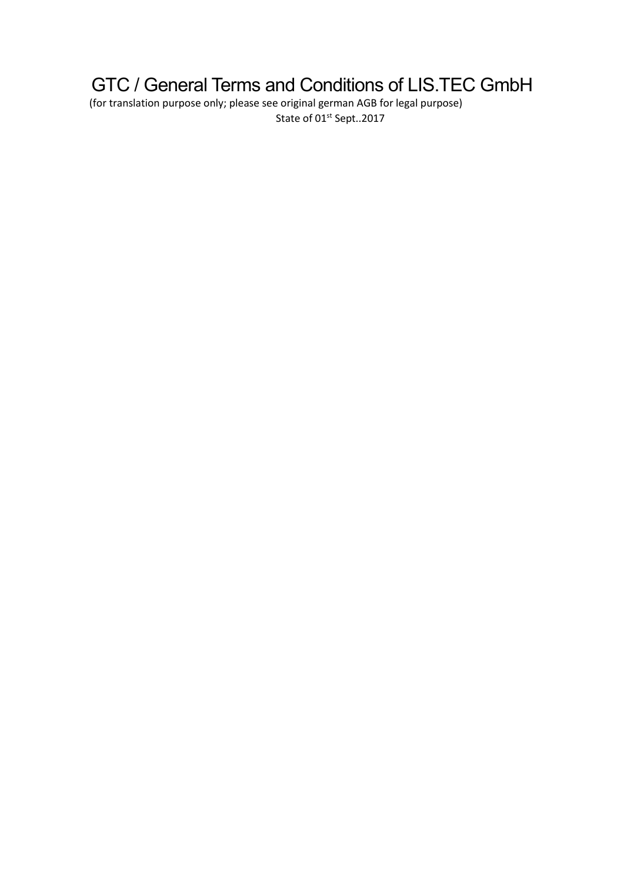# GTC / General Terms and Conditions of LIS.TEC GmbH

(for translation purpose only; please see original german AGB for legal purpose)

State of 01st Sept..2017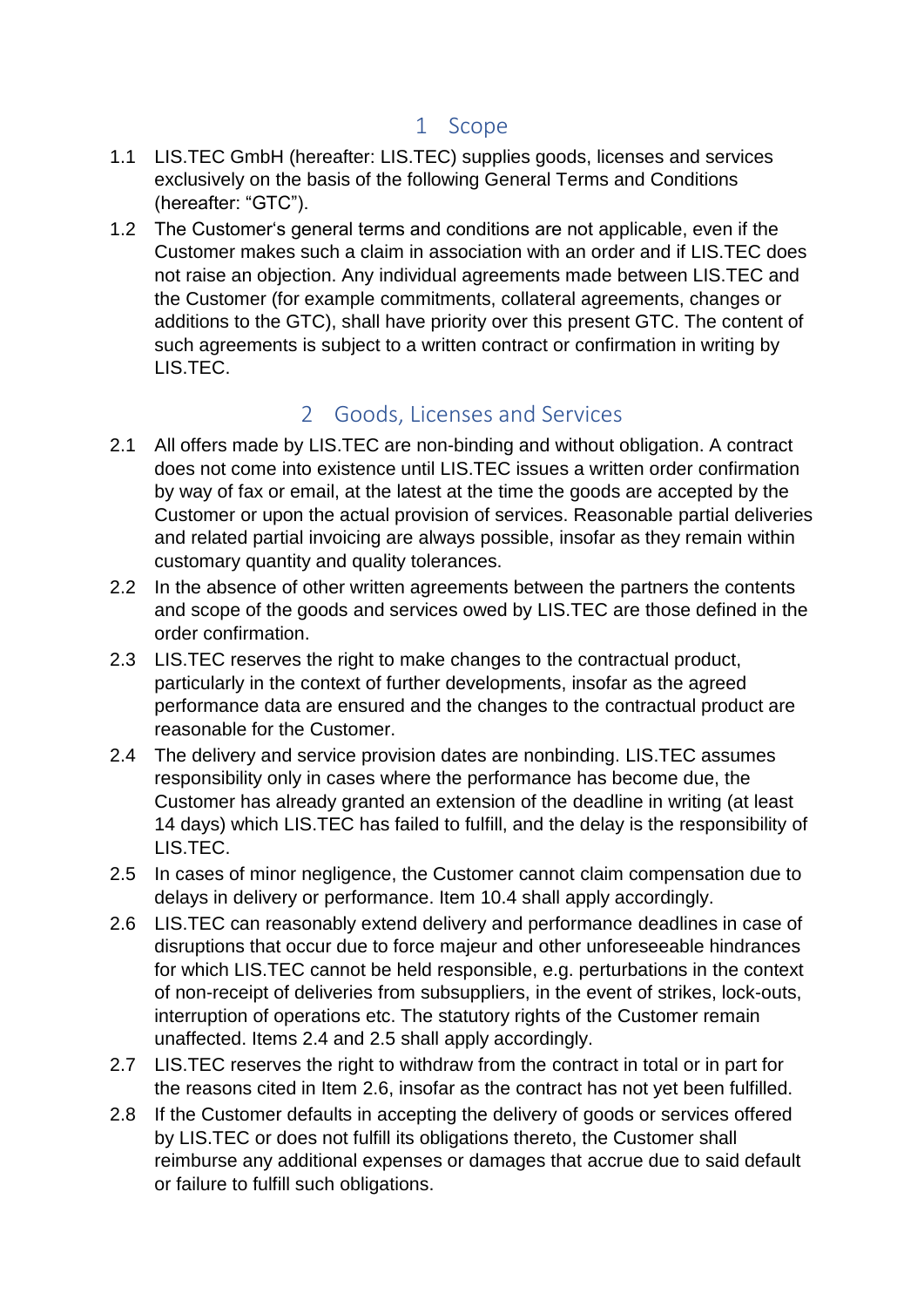# 1 Scope

1.1 LIS.TEC GmbH (hereafter: LIS.TEC) supplies goods, licenses and services exclusively on the basis of the following General Terms and Conditions (hereafter: “GTC”).

1.2 The Customer‘s general terms and conditions are not applicable, even if the Customer makes such a claim in association with an order and if LIS.TEC does not raise an objection. Any individual agreements made between LIS.TEC and the Customer (for example commitments, collateral agreements, changes or additions to the GTC), shall have priority over this present GTC. The content of such agreements is subject to a written contract or confirmation in writing by LIS.TEC.

# 2 Goods, Licenses and Services

2.1 All offers made by LIS.TEC are non-binding and without obligation. A contract does not come into existence until LIS.TEC issues a written order confirmation by way of fax or email, at the latest at the time the goods are accepted by the Customer or upon the actual provision of services. Reasonable partial deliveries and related partial invoicing are always possible, insofar as they remain within customary quantity and quality tolerances.

2.2 In the absence of other written agreements between the partners the contents and scope of the goods and services owed by LIS.TEC are those defined in the order confirmation.

2.3 LIS.TEC reserves the right to make changes to the contractual product, particularly in the context of further developments, insofar as the agreed performance data are ensured and the changes to the contractual product are reasonable for the Customer.

2.4 The delivery and service provision dates are nonbinding. LIS.TEC assumes responsibility only in cases where the performance has become due, the Customer has already granted an extension of the deadline in writing (at least 14 days) which LIS.TEC has failed to fulfill, and the delay is the responsibility of LIS.TEC.

2.5 In cases of minor negligence, the Customer cannot claim compensation due to delays in delivery or performance. Item 10.4 shall apply accordingly.

2.6 LIS.TEC can reasonably extend delivery and performance deadlines in case of disruptions that occur due to force majeur and other unforeseeable hindrances for which LIS.TEC cannot be held responsible, e.g. perturbations in the context of non-receipt of deliveries from subsuppliers, in the event of strikes, lock-outs, interruption of operations etc. The statutory rights of the Customer remain unaffected. Items 2.4 and 2.5 shall apply accordingly.

2.7 LIS.TEC reserves the right to withdraw from the contract in total or in part for the reasons cited in Item 2.6, insofar as the contract has not yet been fulfilled.

2.8 If the Customer defaults in accepting the delivery of goods or services offered by LIS.TEC or does not fulfill its obligations thereto, the Customer shall reimburse any additional expenses or damages that accrue due to said default or failure to fulfill such obligations.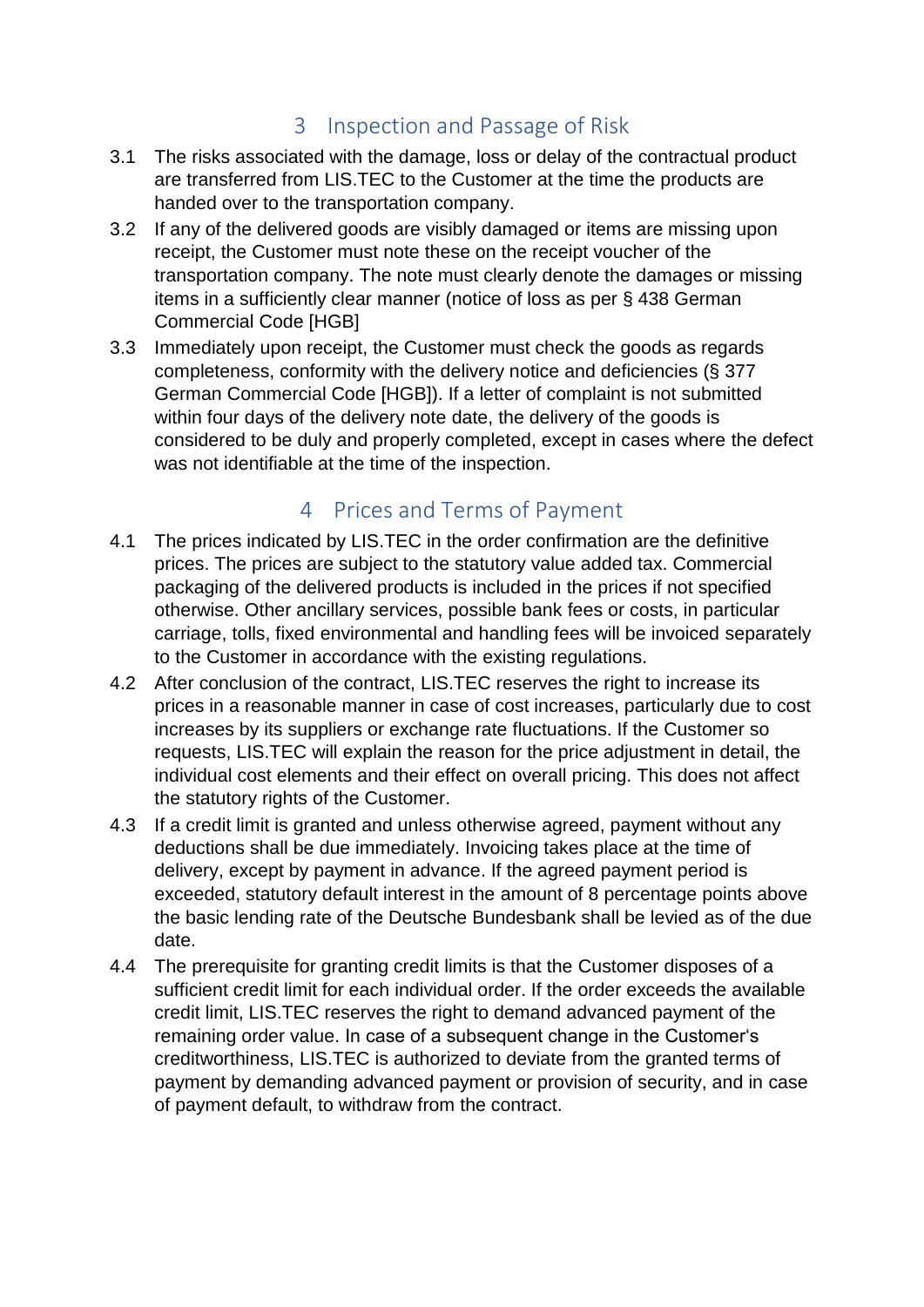## 3 Inspection and Passage of Risk

3.1 The risks associated with the damage, loss or delay of the contractual product are transferred from LIS.TEC to the Customer at the time the products are handed over to the transportation company.

3.2 If any of the delivered goods are visibly damaged or items are missing upon receipt, the Customer must note these on the receipt voucher of the transportation company. The note must clearly denote the damages or missing items in a sufficiently clear manner (notice of loss as per § 438 German Commercial Code [HGB]

3.3 Immediately upon receipt, the Customer must check the goods as regards completeness, conformity with the delivery notice and deficiencies (§ 377 German Commercial Code [HGB]). If a letter of complaint is not submitted within four days of the delivery note date, the delivery of the goods is considered to be duly and properly completed, except in cases where the defect was not identifiable at the time of the inspection.

## 4 Prices and Terms of Payment

4.1 The prices indicated by LIS.TEC in the order confirmation are the definitive prices. The prices are subject to the statutory value added tax. Commercial packaging of the delivered products is included in the prices if not specified otherwise. Other ancillary services, possible bank fees or costs, in particular carriage, tolls, fixed environmental and handling fees will be invoiced separately to the Customer in accordance with the existing regulations.

4.2 After conclusion of the contract, LIS.TEC reserves the right to increase its prices in a reasonable manner in case of cost increases, particularly due to cost increases by its suppliers or exchange rate fluctuations. If the Customer so requests, LIS.TEC will explain the reason for the price adjustment in detail, the individual cost elements and their effect on overall pricing. This does not affect the statutory rights of the Customer.

4.3 If a credit limit is granted and unless otherwise agreed, payment without any deductions shall be due immediately. Invoicing takes place at the time of delivery, except by payment in advance. If the agreed payment period is exceeded, statutory default interest in the amount of 8 percentage points above the basic lending rate of the Deutsche Bundesbank shall be levied as of the due date.

4.4 The prerequisite for granting credit limits is that the Customer disposes of a sufficient credit limit for each individual order. If the order exceeds the available credit limit, LIS.TEC reserves the right to demand advanced payment of the remaining order value. In case of a subsequent change in the Customer‘s creditworthiness, LIS.TEC is authorized to deviate from the granted terms of payment by demanding advanced payment or provision of security, and in case of payment default, to withdraw from the contract.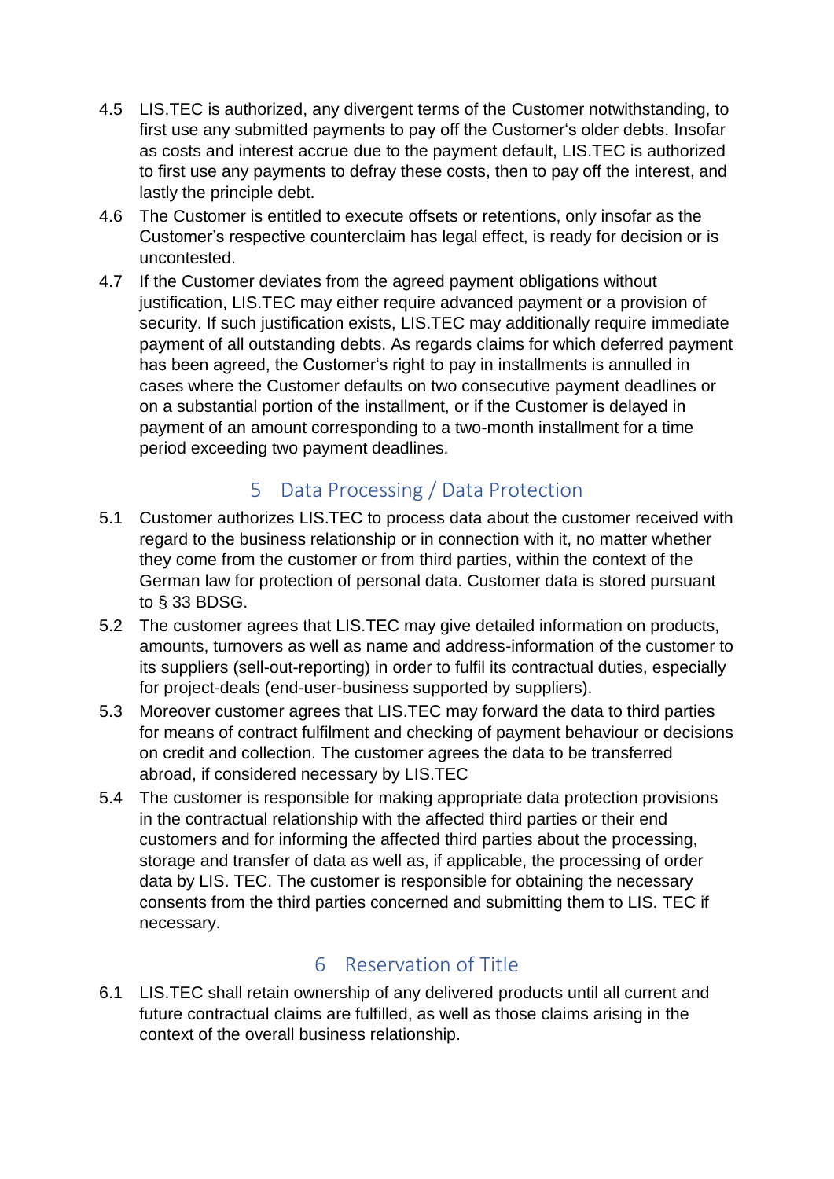4.5 LIS.TEC is authorized, any divergent terms of the Customer notwithstanding, to first use any submitted payments to pay off the Customer‘s older debts. Insofar as costs and interest accrue due to the payment default, LIS.TEC is authorized to first use any payments to defray these costs, then to pay off the interest, and lastly the principle debt.

4.6 The Customer is entitled to execute offsets or retentions, only insofar as the Customer's respective counterclaim has legal effect, is ready for decision or is uncontested.

4.7 If the Customer deviates from the agreed payment obligations without justification, LIS.TEC may either require advanced payment or a provision of security. If such justification exists, LIS.TEC may additionally require immediate payment of all outstanding debts. As regards claims for which deferred payment has been agreed, the Customer‘s right to pay in installments is annulled in cases where the Customer defaults on two consecutive payment deadlines or on a substantial portion of the installment, or if the Customer is delayed in payment of an amount corresponding to a two-month installment for a time period exceeding two payment deadlines.

## 5 Data Processing / Data Protection

5.1 Customer authorizes LIS.TEC to process data about the customer received with regard to the business relationship or in connection with it, no matter whether they come from the customer or from third parties, within the context of the German law for protection of personal data. Customer data is stored pursuant to § 33 BDSG.

5.2 The customer agrees that LIS.TEC may give detailed information on products, amounts, turnovers as well as name and address-information of the customer to its suppliers (sell-out-reporting) in order to fulfil its contractual duties, especially for project-deals (end-user-business supported by suppliers).

5.3 Moreover customer agrees that LIS.TEC may forward the data to third parties for means of contract fulfilment and checking of payment behaviour or decisions on credit and collection. The customer agrees the data to be transferred abroad, if considered necessary by LIS.TEC

5.4 The customer is responsible for making appropriate data protection provisions in the contractual relationship with the affected third parties or their end customers and for informing the affected third parties about the processing, storage and transfer of data as well as, if applicable, the processing of order data by LIS. TEC. The customer is responsible for obtaining the necessary consents from the third parties concerned and submitting them to LIS. TEC if necessary.

## 6 Reservation of Title

6.1 LIS.TEC shall retain ownership of any delivered products until all current and future contractual claims are fulfilled, as well as those claims arising in the context of the overall business relationship.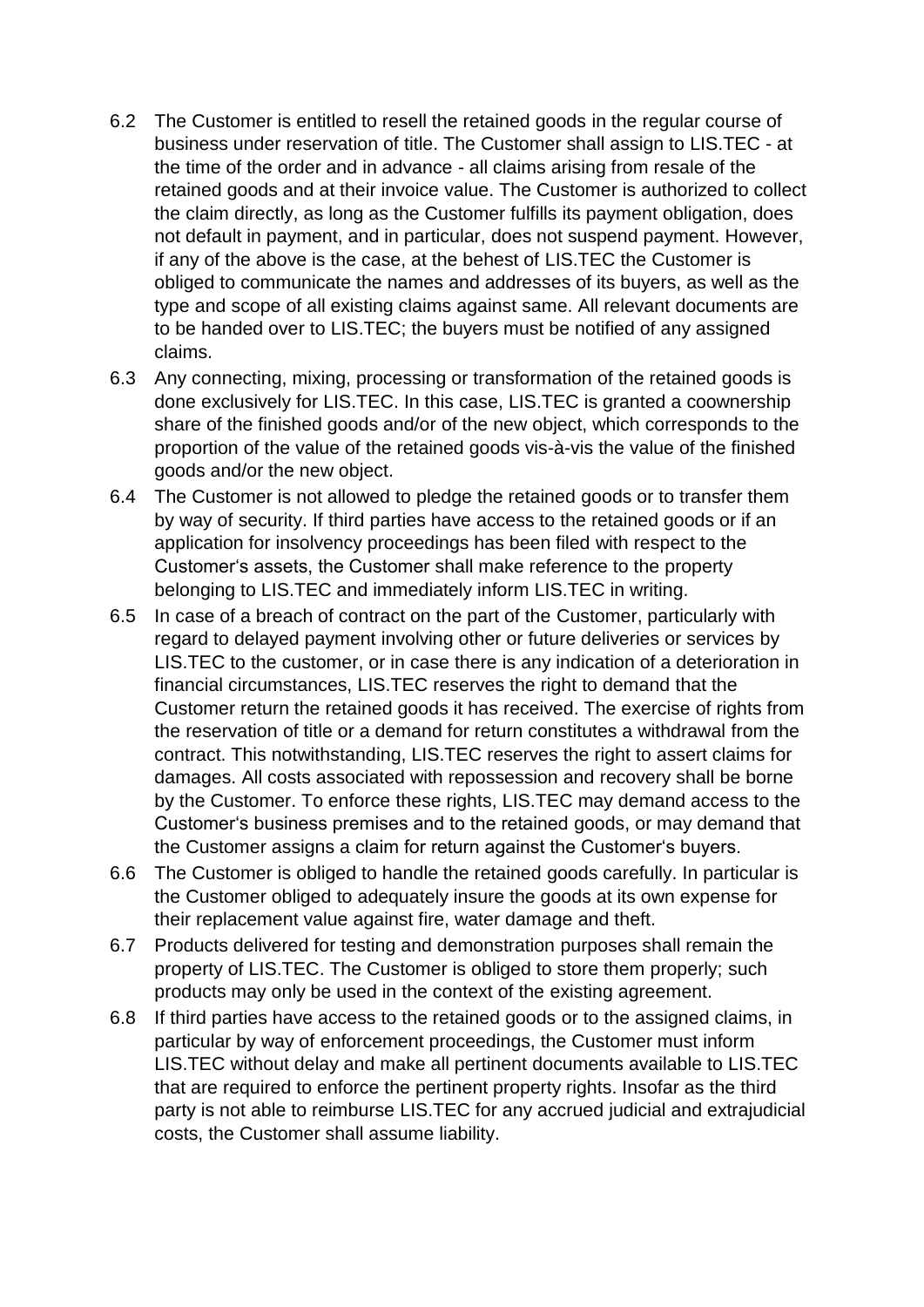6.2 The Customer is entitled to resell the retained goods in the regular course of business under reservation of title. The Customer shall assign to LIS.TEC - at the time of the order and in advance - all claims arising from resale of the retained goods and at their invoice value. The Customer is authorized to collect the claim directly, as long as the Customer fulfills its payment obligation, does not default in payment, and in particular, does not suspend payment. However, if any of the above is the case, at the behest of LIS.TEC the Customer is obliged to communicate the names and addresses of its buyers, as well as the type and scope of all existing claims against same. All relevant documents are to be handed over to LIS.TEC; the buyers must be notified of any assigned claims.

6.3 Any connecting, mixing, processing or transformation of the retained goods is done exclusively for LIS.TEC. In this case, LIS.TEC is granted a coownership share of the finished goods and/or of the new object, which corresponds to the proportion of the value of the retained goods vis-à-vis the value of the finished goods and/or the new object.

6.4 The Customer is not allowed to pledge the retained goods or to transfer them by way of security. If third parties have access to the retained goods or if an application for insolvency proceedings has been filed with respect to the Customer‘s assets, the Customer shall make reference to the property belonging to LIS.TEC and immediately inform LIS.TEC in writing.

6.5 In case of a breach of contract on the part of the Customer, particularly with regard to delayed payment involving other or future deliveries or services by LIS.TEC to the customer, or in case there is any indication of a deterioration in financial circumstances, LIS.TEC reserves the right to demand that the Customer return the retained goods it has received. The exercise of rights from the reservation of title or a demand for return constitutes a withdrawal from the contract. This notwithstanding, LIS.TEC reserves the right to assert claims for damages. All costs associated with repossession and recovery shall be borne by the Customer. To enforce these rights, LIS.TEC may demand access to the Customer‘s business premises and to the retained goods, or may demand that the Customer assigns a claim for return against the Customer‘s buyers.

6.6 The Customer is obliged to handle the retained goods carefully. In particular is the Customer obliged to adequately insure the goods at its own expense for their replacement value against fire, water damage and theft.

6.7 Products delivered for testing and demonstration purposes shall remain the property of LIS.TEC. The Customer is obliged to store them properly; such products may only be used in the context of the existing agreement.

6.8 If third parties have access to the retained goods or to the assigned claims, in particular by way of enforcement proceedings, the Customer must inform LIS.TEC without delay and make all pertinent documents available to LIS.TEC that are required to enforce the pertinent property rights. Insofar as the third party is not able to reimburse LIS.TEC for any accrued judicial and extrajudicial costs, the Customer shall assume liability.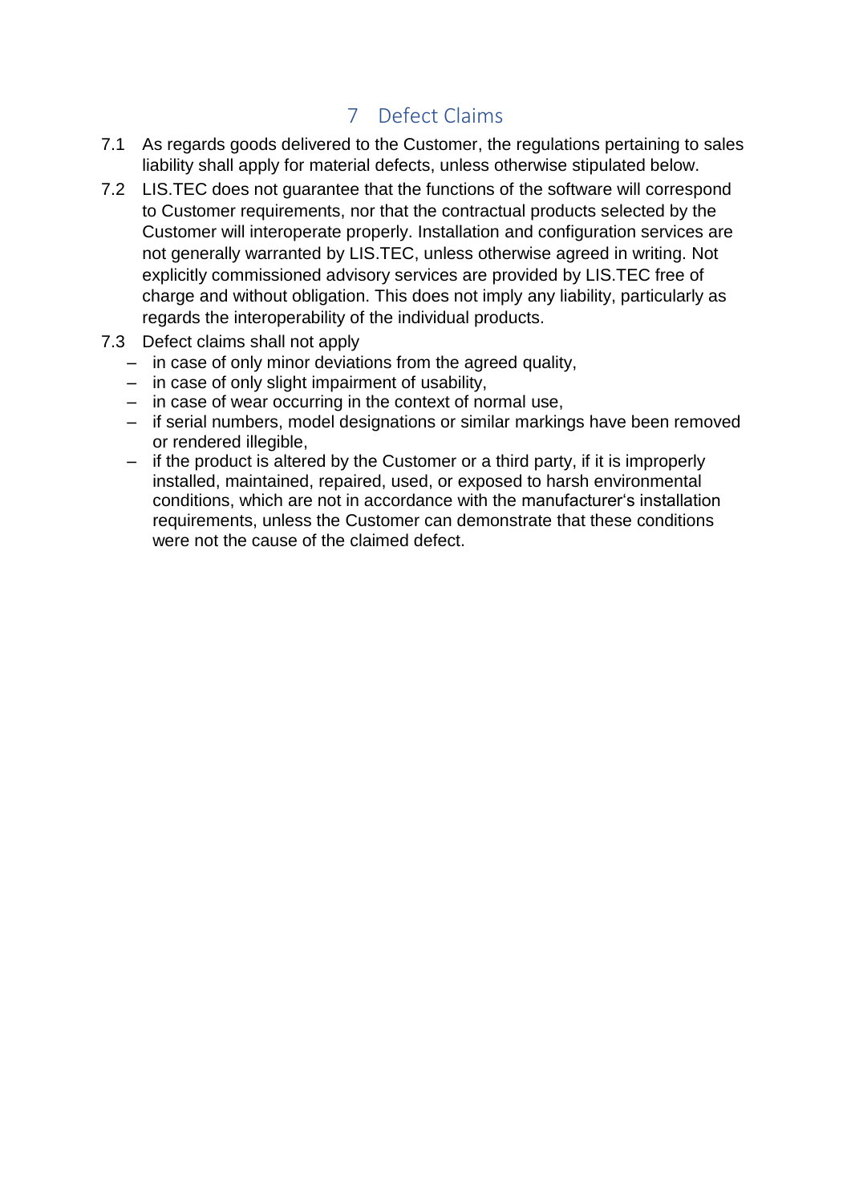# 7 Defect Claims

7.1 As regards goods delivered to the Customer, the regulations pertaining to sales liability shall apply for material defects, unless otherwise stipulated below.

7.2 LIS.TEC does not guarantee that the functions of the software will correspond to Customer requirements, nor that the contractual products selected by the Customer will interoperate properly. Installation and configuration services are not generally warranted by LIS.TEC, unless otherwise agreed in writing. Not explicitly commissioned advisory services are provided by LIS.TEC free of charge and without obligation. This does not imply any liability, particularly as regards the interoperability of the individual products.

7.3 Defect claims shall not apply

- in case of only minor deviations from the agreed quality,
- in case of only slight impairment of usability,
- in case of wear occurring in the context of normal use,
- if serial numbers, model designations or similar markings have been removed or rendered illegible,
- if the product is altered by the Customer or a third party, if it is improperly installed, maintained, repaired, used, or exposed to harsh environmental conditions, which are not in accordance with the manufacturer‘s installation requirements, unless the Customer can demonstrate that these conditions were not the cause of the claimed defect.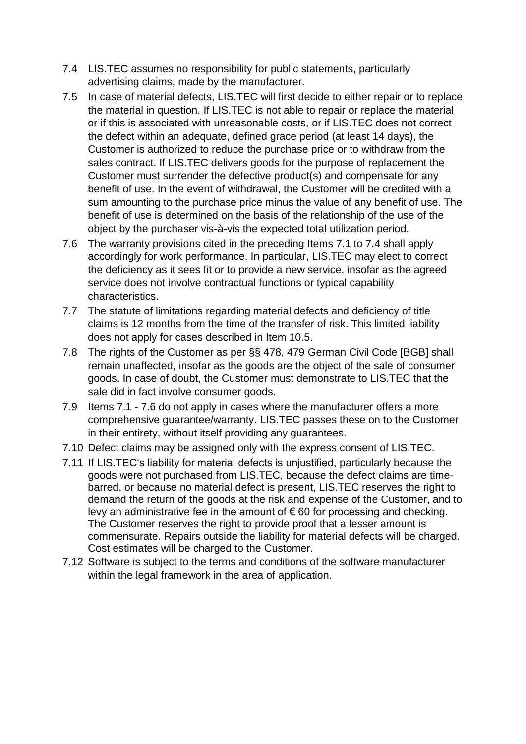7.4 LIS.TEC assumes no responsibility for public statements, particularly advertising claims, made by the manufacturer.

7.5 In case of material defects, LIS.TEC will first decide to either repair or to replace the material in question. If LIS.TEC is not able to repair or replace the material or if this is associated with unreasonable costs, or if LIS.TEC does not correct the defect within an adequate, defined grace period (at least 14 days), the Customer is authorized to reduce the purchase price or to withdraw from the sales contract. If LIS.TEC delivers goods for the purpose of replacement the Customer must surrender the defective product(s) and compensate for any benefit of use. In the event of withdrawal, the Customer will be credited with a sum amounting to the purchase price minus the value of any benefit of use. The benefit of use is determined on the basis of the relationship of the use of the object by the purchaser vis-à-vis the expected total utilization period.

7.6 The warranty provisions cited in the preceding Items 7.1 to 7.4 shall apply accordingly for work performance. In particular, LIS.TEC may elect to correct the deficiency as it sees fit or to provide a new service, insofar as the agreed service does not involve contractual functions or typical capability characteristics.

7.7 The statute of limitations regarding material defects and deficiency of title claims is 12 months from the time of the transfer of risk. This limited liability does not apply for cases described in Item 10.5.

7.8 The rights of the Customer as per §§ 478, 479 German Civil Code [BGB] shall remain unaffected, insofar as the goods are the object of the sale of consumer goods. In case of doubt, the Customer must demonstrate to LIS.TEC that the sale did in fact involve consumer goods.

7.9 Items 7.1 - 7.6 do not apply in cases where the manufacturer offers a more comprehensive guarantee/warranty. LIS.TEC passes these on to the Customer in their entirety, without itself providing any guarantees.

7.10 Defect claims may be assigned only with the express consent of LIS.TEC.

7.11 If LIS.TEC's liability for material defects is unjustified, particularly because the goods were not purchased from LIS.TEC, because the defect claims are time-barred, or because no material defect is present, LIS.TEC reserves the right to demand the return of the goods at the risk and expense of the Customer, and to levy an administrative fee in the amount of € 60 for processing and checking. The Customer reserves the right to provide proof that a lesser amount is commensurate. Repairs outside the liability for material defects will be charged. Cost estimates will be charged to the Customer.

7.12 Software is subject to the terms and conditions of the software manufacturer within the legal framework in the area of application.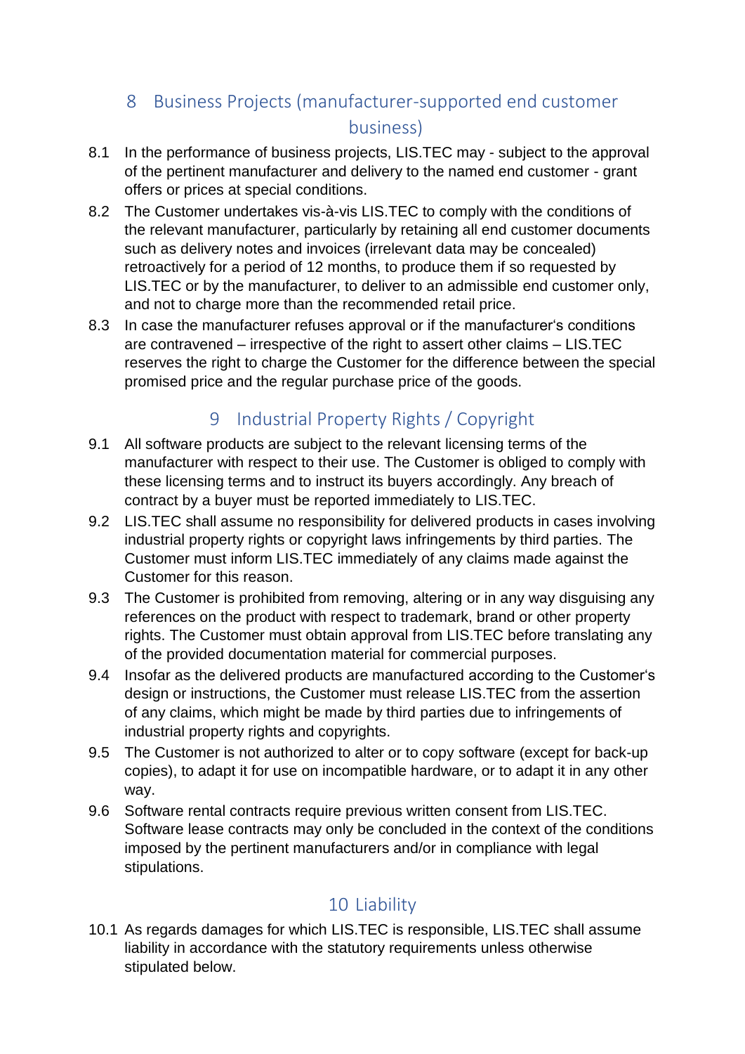## 8 Business Projects (manufacturer-supported end customer business)

8.1 In the performance of business projects, LIS.TEC may - subject to the approval of the pertinent manufacturer and delivery to the named end customer - grant offers or prices at special conditions.

8.2 The Customer undertakes vis-à-vis LIS.TEC to comply with the conditions of the relevant manufacturer, particularly by retaining all end customer documents such as delivery notes and invoices (irrelevant data may be concealed) retroactively for a period of 12 months, to produce them if so requested by LIS.TEC or by the manufacturer, to deliver to an admissible end customer only, and not to charge more than the recommended retail price.

8.3 In case the manufacturer refuses approval or if the manufacturer‘s conditions are contravened – irrespective of the right to assert other claims – LIS.TEC reserves the right to charge the Customer for the difference between the special promised price and the regular purchase price of the goods.

## 9 Industrial Property Rights / Copyright

9.1 All software products are subject to the relevant licensing terms of the manufacturer with respect to their use. The Customer is obliged to comply with these licensing terms and to instruct its buyers accordingly. Any breach of contract by a buyer must be reported immediately to LIS.TEC.

9.2 LIS.TEC shall assume no responsibility for delivered products in cases involving industrial property rights or copyright laws infringements by third parties. The Customer must inform LIS.TEC immediately of any claims made against the Customer for this reason.

9.3 The Customer is prohibited from removing, altering or in any way disguising any references on the product with respect to trademark, brand or other property rights. The Customer must obtain approval from LIS.TEC before translating any of the provided documentation material for commercial purposes.

9.4 Insofar as the delivered products are manufactured according to the Customer‘s design or instructions, the Customer must release LIS.TEC from the assertion of any claims, which might be made by third parties due to infringements of industrial property rights and copyrights.

9.5 The Customer is not authorized to alter or to copy software (except for back-up copies), to adapt it for use on incompatible hardware, or to adapt it in any other way.

9.6 Software rental contracts require previous written consent from LIS.TEC. Software lease contracts may only be concluded in the context of the conditions imposed by the pertinent manufacturers and/or in compliance with legal stipulations.

## 10 Liability

10.1 As regards damages for which LIS.TEC is responsible, LIS.TEC shall assume liability in accordance with the statutory requirements unless otherwise stipulated below.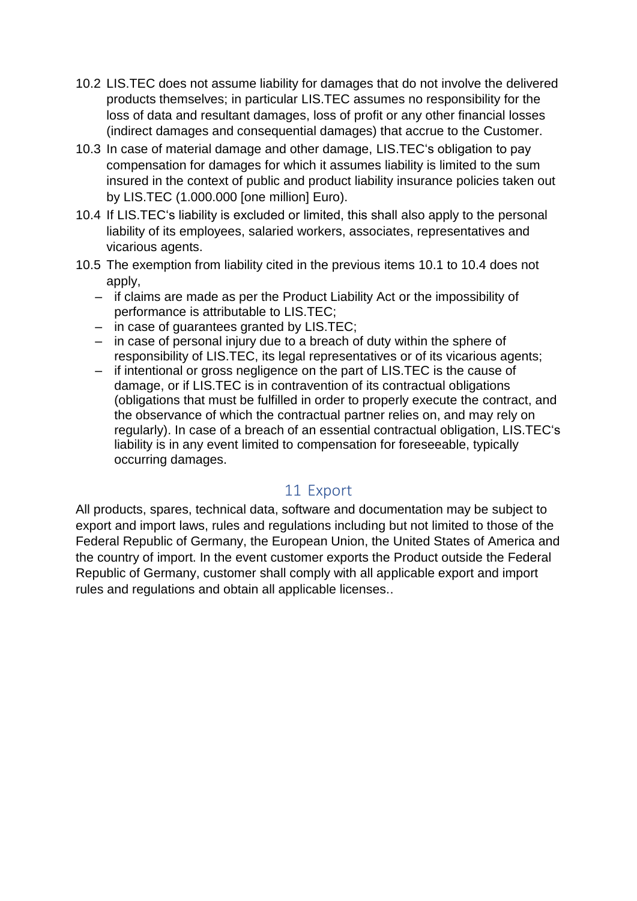10.2 LIS.TEC does not assume liability for damages that do not involve the delivered products themselves; in particular LIS.TEC assumes no responsibility for the loss of data and resultant damages, loss of profit or any other financial losses (indirect damages and consequential damages) that accrue to the Customer.

10.3 In case of material damage and other damage, LIS.TEC's obligation to pay compensation for damages for which it assumes liability is limited to the sum insured in the context of public and product liability insurance policies taken out by LIS.TEC (1.000.000 [one million] Euro).

10.4 If LIS.TEC's liability is excluded or limited, this shall also apply to the personal liability of its employees, salaried workers, associates, representatives and vicarious agents.

10.5 The exemption from liability cited in the previous items 10.1 to 10.4 does not apply,

- if claims are made as per the Product Liability Act or the impossibility of performance is attributable to LIS.TEC;
- in case of guarantees granted by LIS.TEC;
- in case of personal injury due to a breach of duty within the sphere of responsibility of LIS.TEC, its legal representatives or of its vicarious agents;
- if intentional or gross negligence on the part of LIS.TEC is the cause of damage, or if LIS.TEC is in contravention of its contractual obligations (obligations that must be fulfilled in order to properly execute the contract, and the observance of which the contractual partner relies on, and may rely on regularly). In case of a breach of an essential contractual obligation, LIS.TEC's liability is in any event limited to compensation for foreseeable, typically occurring damages.

## 11 Export

All products, spares, technical data, software and documentation may be subject to export and import laws, rules and regulations including but not limited to those of the Federal Republic of Germany, the European Union, the United States of America and the country of import. In the event customer exports the Product outside the Federal Republic of Germany, customer shall comply with all applicable export and import rules and regulations and obtain all applicable licenses..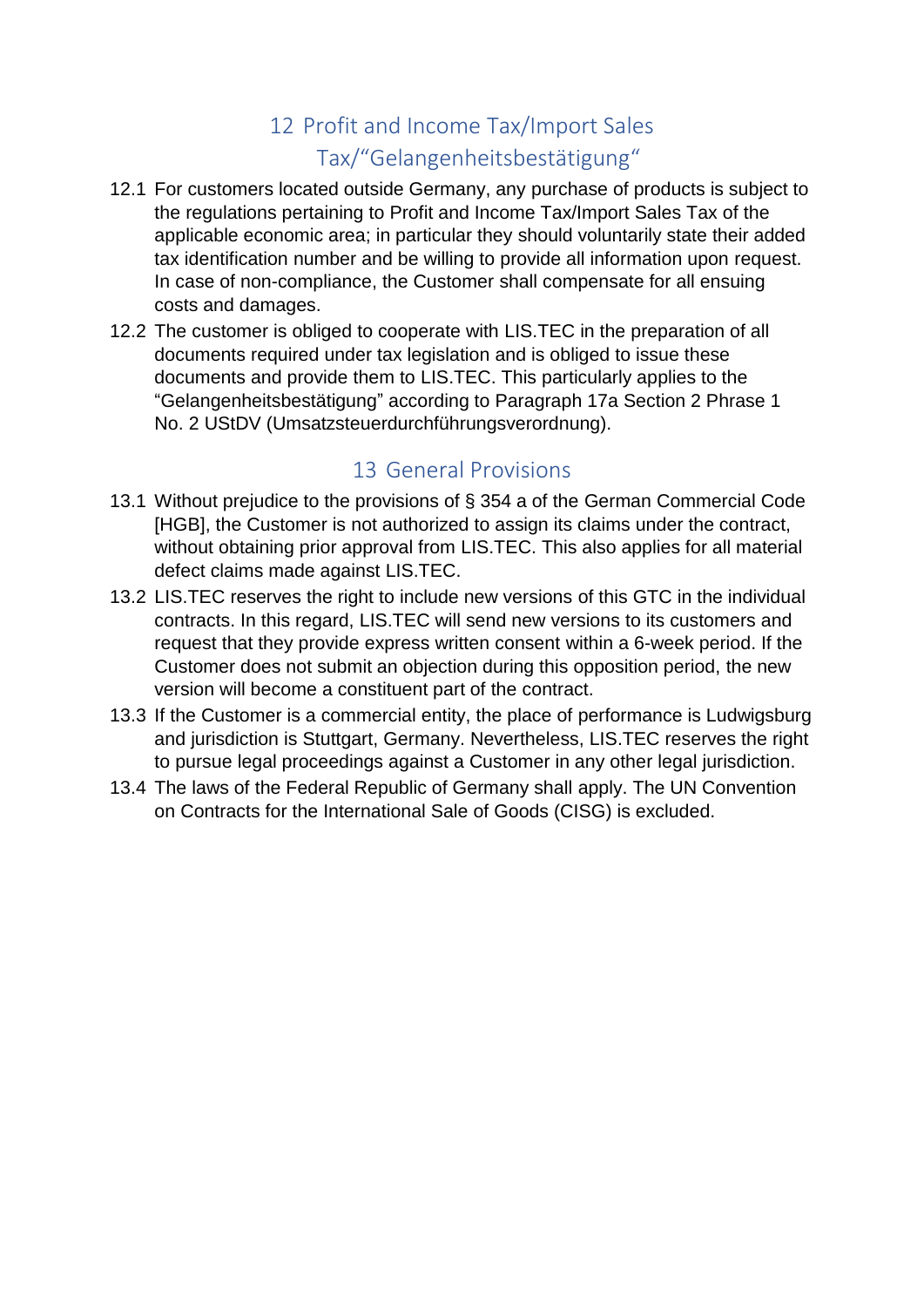## 12 Profit and Income Tax/Import Sales Tax/"Gelangenheitsbestätigung"

12.1 For customers located outside Germany, any purchase of products is subject to the regulations pertaining to Profit and Income Tax/Import Sales Tax of the applicable economic area; in particular they should voluntarily state their added tax identification number and be willing to provide all information upon request. In case of non-compliance, the Customer shall compensate for all ensuing costs and damages.

12.2 The customer is obliged to cooperate with LIS.TEC in the preparation of all documents required under tax legislation and is obliged to issue these documents and provide them to LIS.TEC. This particularly applies to the "Gelangenheitsbestätigung" according to Paragraph 17a Section 2 Phrase 1 No. 2 UStDV (Umsatzsteuerdurchführungsverordnung).

## 13 General Provisions

13.1 Without prejudice to the provisions of § 354 a of the German Commercial Code [HGB], the Customer is not authorized to assign its claims under the contract, without obtaining prior approval from LIS.TEC. This also applies for all material defect claims made against LIS.TEC.

13.2 LIS.TEC reserves the right to include new versions of this GTC in the individual contracts. In this regard, LIS.TEC will send new versions to its customers and request that they provide express written consent within a 6-week period. If the Customer does not submit an objection during this opposition period, the new version will become a constituent part of the contract.

13.3 If the Customer is a commercial entity, the place of performance is Ludwigsburg and jurisdiction is Stuttgart, Germany. Nevertheless, LIS.TEC reserves the right to pursue legal proceedings against a Customer in any other legal jurisdiction.

13.4 The laws of the Federal Republic of Germany shall apply. The UN Convention on Contracts for the International Sale of Goods (CISG) is excluded.